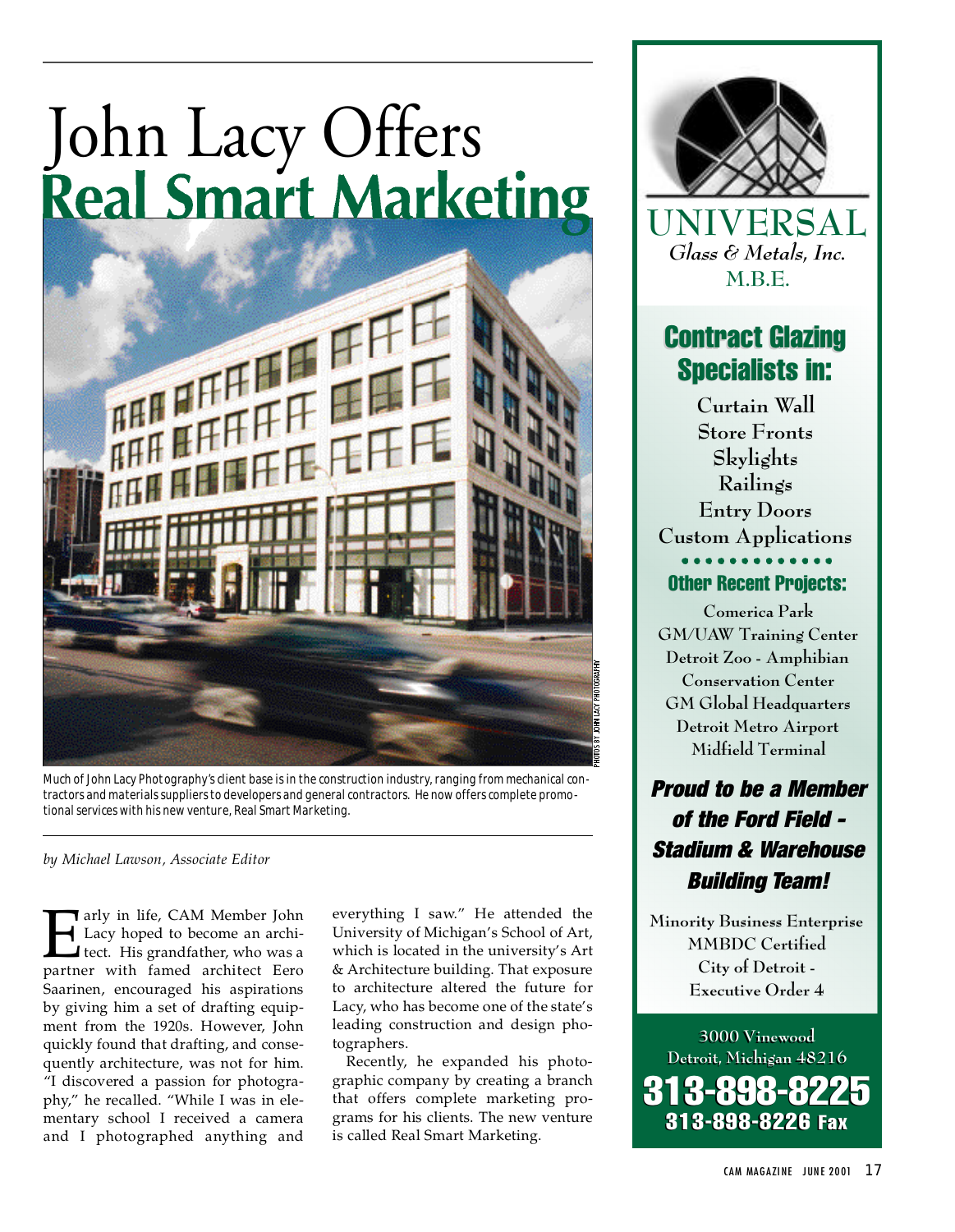# John Lacy Offers Real Smart Marketing

PHOTOS BY JOHN LACY PHOTOGRAPHY

Much of John Lacy Photography's client base is in the construction industry, ranging from mechanical contractors and materials suppliers to developers and general contractors. He now offers complete promotional services with his new venture, Real Smart Marketing.

*by Michael Lawson, Associate Editor*

Early in life, CAM Member John Lacy hoped to become an architect. His grandfather, who was a partner with famed architect Eero Saarinen, encouraged his aspirations by giving him a set of drafting equipment from the 1920s. However, John quickly found that drafting, and consequently architecture, was not for him. "I discovered a passion for photography," he recalled. "While I was in elementary school I received a camera and I photographed anything and everything I saw." He attended the University of Michigan's School of Art, which is located in the university's Art & Architecture building. That exposure to architecture altered the future for Lacy, who has become one of the state's leading construction and design photographers.

Recently, he expanded his photographic company by creating a branch that offers complete marketing programs for his clients. The new venture is called Real Smart Marketing.

---

**UNIVERSAL**
*Glass & Metals, Inc.*
M.B.E.

**Contract Glazing Specialists in:**

Curtain Wall
Store Fronts
Skylights
Railings
Entry Doors
Custom Applications

**Other Recent Projects:**

Comerica Park
GM/UAW Training Center
Detroit Zoo - Amphibian Conservation Center
GM Global Headquarters
Detroit Metro Airport Midfield Terminal

***Proud to be a Member of the Ford Field - Stadium & Warehouse Building Team!***

Minority Business Enterprise
MMBDC Certified
City of Detroit - Executive Order 4

3000 Vinewood
Detroit, Michigan 48216
**313-898-8225**
**313-898-8226 Fax**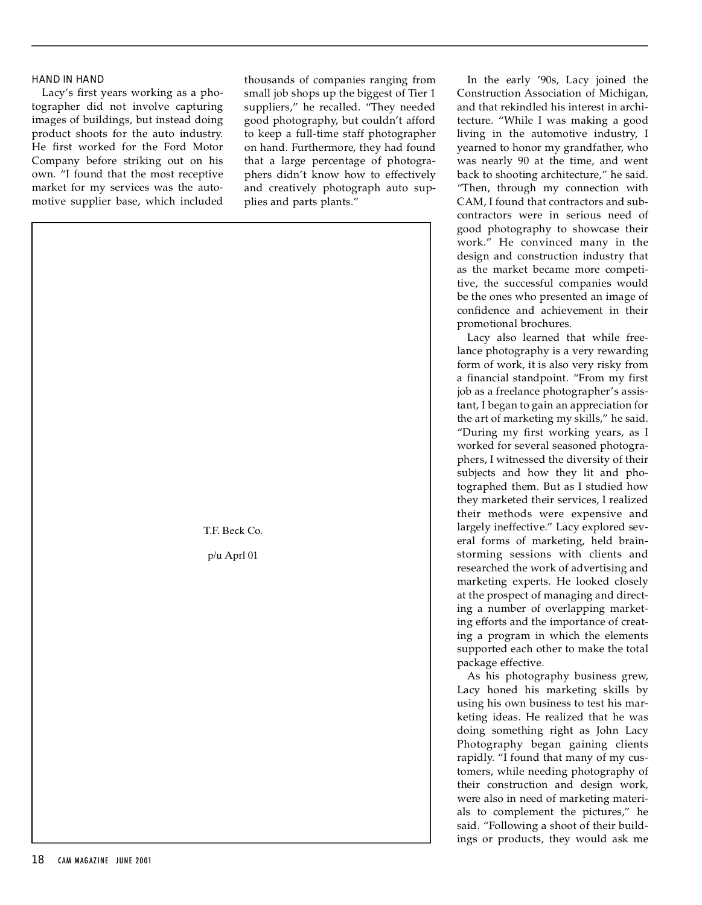## HAND IN HAND

Lacy's first years working as a photographer did not involve capturing images of buildings, but instead doing product shoots for the auto industry. He first worked for the Ford Motor Company before striking out on his own. "I found that the most receptive market for my services was the automotive supplier base, which included thousands of companies ranging from small job shops up the biggest of Tier 1 suppliers," he recalled. "They needed good photography, but couldn't afford to keep a full-time staff photographer on hand. Furthermore, they had found that a large percentage of photographers didn't know how to effectively and creatively photograph auto supplies and parts plants."

T.F. Beck Co.

p/u Aprl 01

In the early '90s, Lacy joined the Construction Association of Michigan, and that rekindled his interest in architecture. "While I was making a good living in the automotive industry, I yearned to honor my grandfather, who was nearly 90 at the time, and went back to shooting architecture," he said. "Then, through my connection with CAM, I found that contractors and subcontractors were in serious need of good photography to showcase their work." He convinced many in the design and construction industry that as the market became more competitive, the successful companies would be the ones who presented an image of confidence and achievement in their promotional brochures.

Lacy also learned that while freelance photography is a very rewarding form of work, it is also very risky from a financial standpoint. "From my first job as a freelance photographer's assistant, I began to gain an appreciation for the art of marketing my skills," he said. "During my first working years, as I worked for several seasoned photographers, I witnessed the diversity of their subjects and how they lit and photographed them. But as I studied how they marketed their services, I realized their methods were expensive and largely ineffective." Lacy explored several forms of marketing, held brainstorming sessions with clients and researched the work of advertising and marketing experts. He looked closely at the prospect of managing and directing a number of overlapping marketing efforts and the importance of creating a program in which the elements supported each other to make the total package effective.

As his photography business grew, Lacy honed his marketing skills by using his own business to test his marketing ideas. He realized that he was doing something right as John Lacy Photography began gaining clients rapidly. "I found that many of my customers, while needing photography of their construction and design work, were also in need of marketing materials to complement the pictures," he said. "Following a shoot of their buildings or products, they would ask me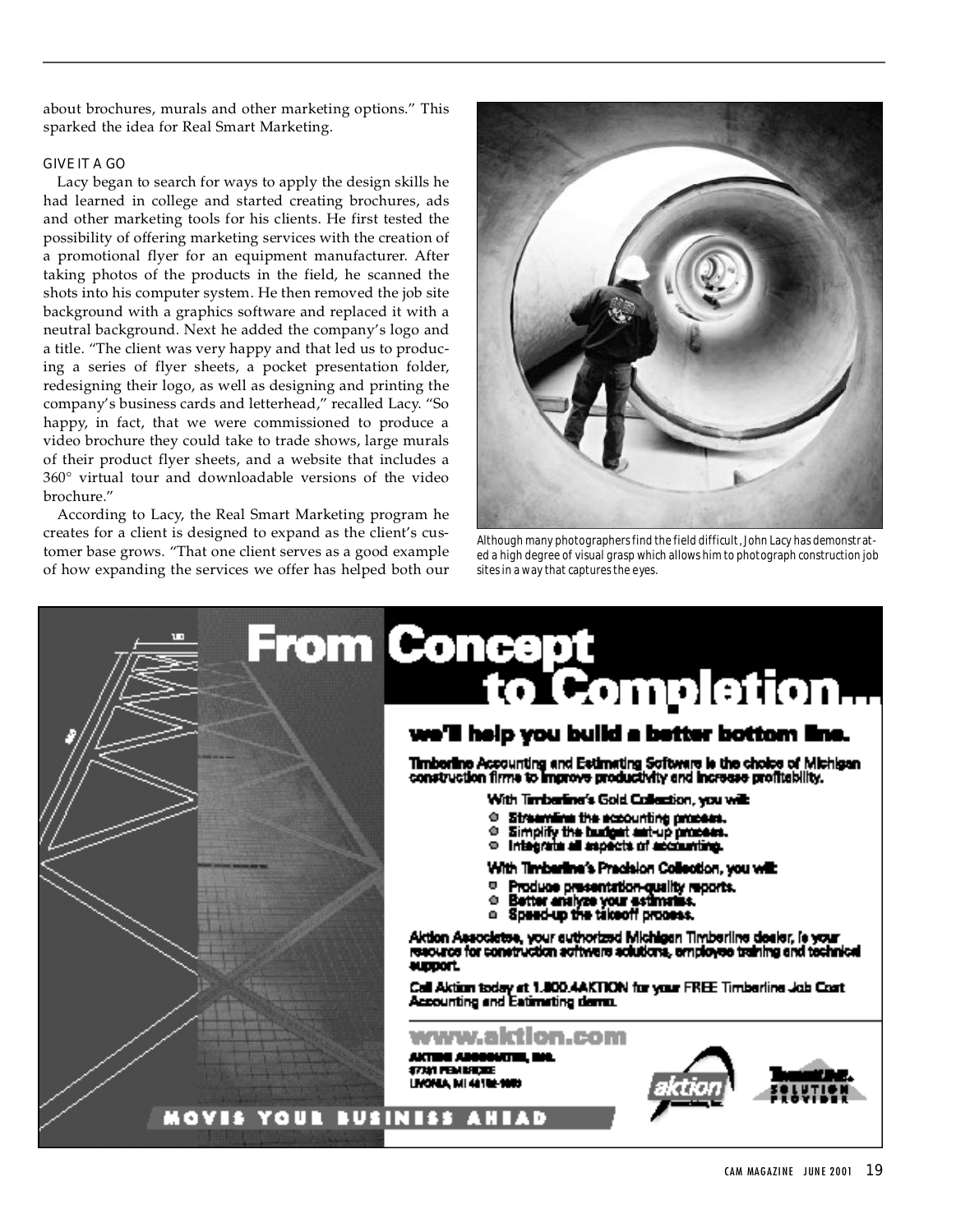about brochures, murals and other marketing options." This sparked the idea for Real Smart Marketing.

### GIVE IT A GO

Lacy began to search for ways to apply the design skills he had learned in college and started creating brochures, ads and other marketing tools for his clients. He first tested the possibility of offering marketing services with the creation of a promotional flyer for an equipment manufacturer. After taking photos of the products in the field, he scanned the shots into his computer system. He then removed the job site background with a graphics software and replaced it with a neutral background. Next he added the company's logo and a title. "The client was very happy and that led us to producing a series of flyer sheets, a pocket presentation folder, redesigning their logo, as well as designing and printing the company's business cards and letterhead," recalled Lacy. "So happy, in fact, that we were commissioned to produce a video brochure they could take to trade shows, large murals of their product flyer sheets, and a website that includes a 360° virtual tour and downloadable versions of the video brochure."

According to Lacy, the Real Smart Marketing program he creates for a client is designed to expand as the client's customer base grows. "That one client serves as a good example of how expanding the services we offer has helped both our

Although many photographers find the field difficult, John Lacy has demonstrated a high degree of visual grasp which allows him to photograph construction job sites in a way that captures the eyes.

# From Concept to Completion...

## we'll help you build a better bottom line.

**Timberline Accounting and Estimating Software is the choice of Michigan construction firms to improve productivity and increase profitability.**

With Timberline's Gold Collection, you will:

- Streamline the accounting process.
- Simplify the budget set-up process.
- Integrate all aspects of accounting.

With Timberline's Precision Collection, you will:

- Produce presentation-quality reports.
- Better analyze your estimates.
- Speed-up the takeoff process.

**Aktion Associates, your authorized Michigan Timberline dealer, is your resource for construction software solutions, employee training and technical support.**

**Call Aktion today at 1.800.4AKTION for your FREE Timberline Job Cost Accounting and Estimating demo.**

**www.aktion.com**

AKTION ASSOCIATES, INC.
37701 PEMBROKE
LIVONIA, MI 48152-1080

aktion

Timberline SOLUTION PROVIDER

MOVES YOUR BUSINESS AHEAD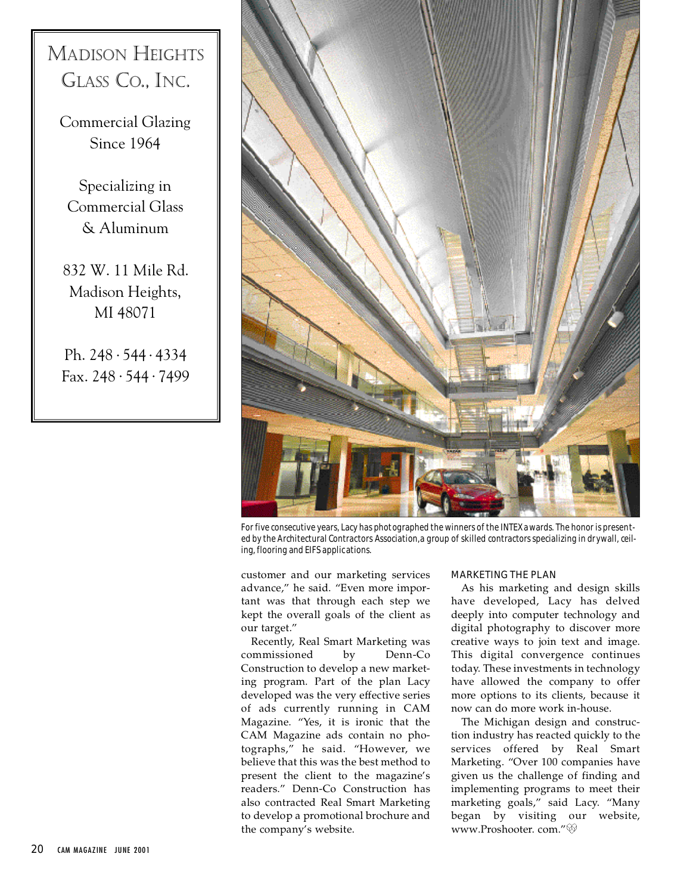MADISON HEIGHTS GLASS CO., INC.

Commercial Glazing Since 1964

Specializing in Commercial Glass & Aluminum

832 W. 11 Mile Rd.
Madison Heights, MI 48071

Ph. 248 · 544 · 4334
Fax. 248 · 544 · 7499

For five consecutive years, Lacy has photographed the winners of the INTEX awards. The honor is presented by the Architectural Contractors Association, a group of skilled contractors specializing in drywall, ceiling, flooring and EIFS applications.

customer and our marketing services advance," he said. "Even more important was that through each step we kept the overall goals of the client as our target."

Recently, Real Smart Marketing was commissioned by Denn-Co Construction to develop a new marketing program. Part of the plan Lacy developed was the very effective series of ads currently running in CAM Magazine. "Yes, it is ironic that the CAM Magazine ads contain no photographs," he said. "However, we believe that this was the best method to present the client to the magazine's readers." Denn-Co Construction has also contracted Real Smart Marketing to develop a promotional brochure and the company's website.

## MARKETING THE PLAN

As his marketing and design skills have developed, Lacy has delved deeply into computer technology and digital photography to discover more creative ways to join text and image. This digital convergence continues today. These investments in technology have allowed the company to offer more options to its clients, because it now can do more work in-house.

The Michigan design and construction industry has reacted quickly to the services offered by Real Smart Marketing. "Over 100 companies have given us the challenge of finding and implementing programs to meet their marketing goals," said Lacy. "Many began by visiting our website, www.Proshooter. com."